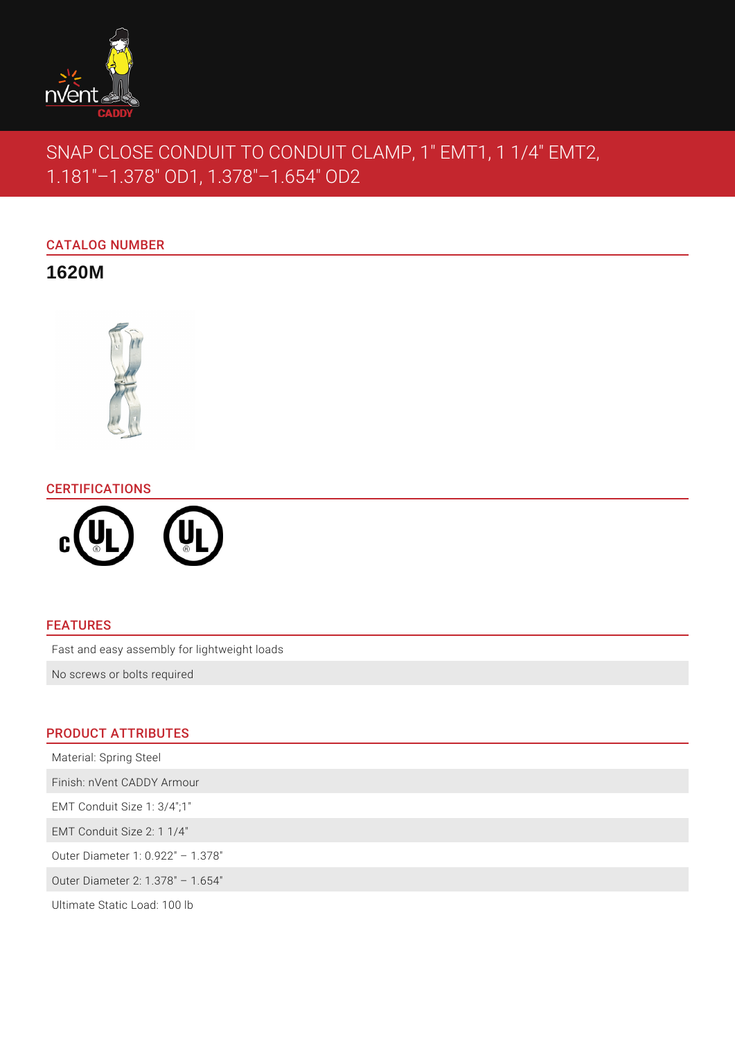# SNAP CLOSE CONDUIT TO CONDUIT CLAMP, 1" EMT1, 1 1/4" EMT2, 1.181"–1.378" OD1, 1.378"–1.654" OD2

## CATALOG NUMBER

**1620M**

## CERTIFICATIONS

## FEATURES

Fast and easy assembly for lightweight loads

No screws or bolts required

## PRODUCT ATTRIBUTES

Material: Spring Steel

Finish: nVent CADDY Armour

EMT Conduit Size 1: 3/4";1"

EMT Conduit Size 2: 1 1/4"

Outer Diameter 1: 0.922" – 1.378"

Outer Diameter 2: 1.378" – 1.654"

Ultimate Static Load: 100 lb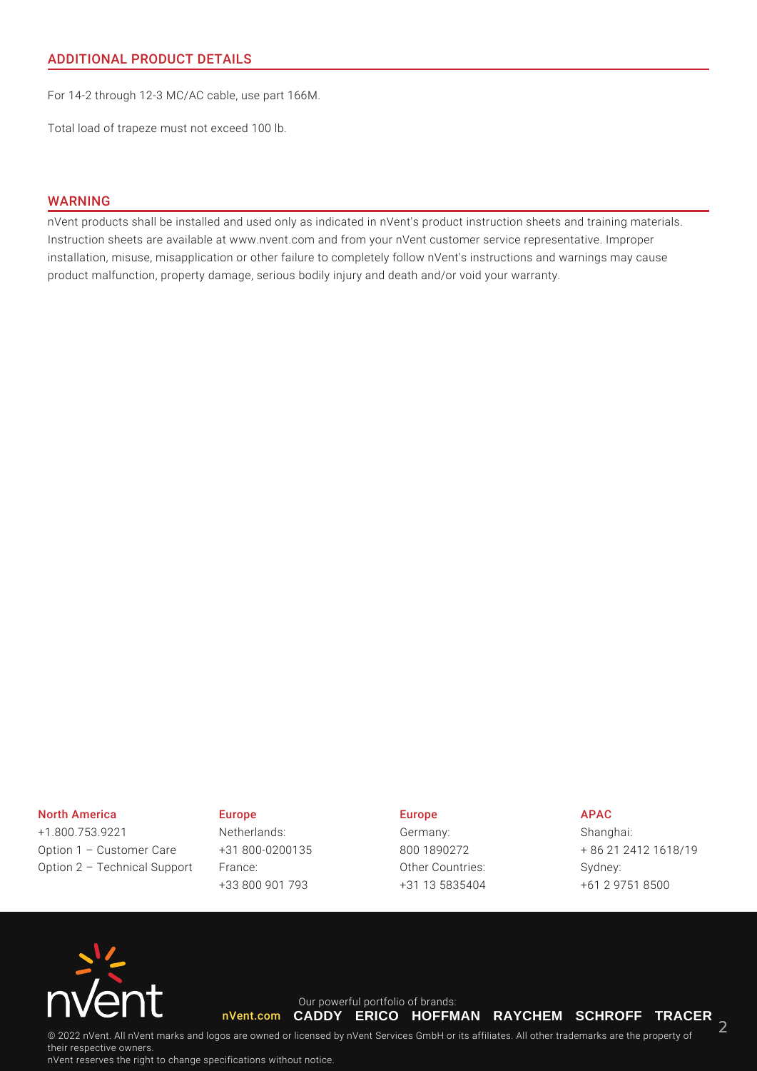## ADDITIONAL PRODUCT DETAILS

For 14-2 through 12-3 MC/AC cable, use part 166M.

Total load of trapeze must not exceed 100 lb.

## WARNING

nVent products shall be installed and used only as indicated in nVent's product instruction sheets and training materials. Instruction sheets are available at www.nvent.com and from your nVent customer service representative. Improper installation, misuse, misapplication or other failure to completely follow nVent's instructions and warnings may cause product malfunction, property damage, serious bodily injury and death and/or void your warranty.

**North America**
+1.800.753.9221
Option 1 – Customer Care
Option 2 – Technical Support

**Europe**
Netherlands:
+31 800-0200135
France:
+33 800 901 793

**Europe**
Germany:
800 1890272
Other Countries:
+31 13 5835404

**APAC**
Shanghai:
+ 86 21 2412 1618/19
Sydney:
+61 2 9751 8500

nVent

Our powerful portfolio of brands:
nVent.com **CADDY ERICO HOFFMAN RAYCHEM SCHROFF TRACER**

© 2022 nVent. All nVent marks and logos are owned or licensed by nVent Services GmbH or its affiliates. All other trademarks are the property of their respective owners.
nVent reserves the right to change specifications without notice.